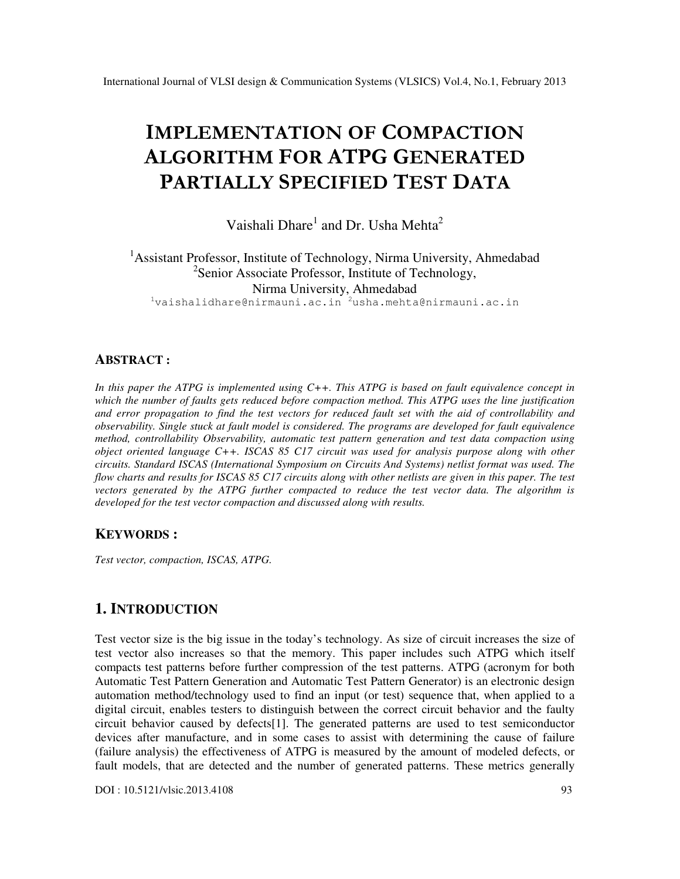# IMPLEMENTATION OF COMPACTION ALGORITHM FOR ATPG GENERATED PARTIALLY SPECIFIED TEST DATA

Vaishali Dhare[1] and Dr. Usha Mehta[2]

[1]Assistant Professor, Institute of Technology, Nirma University, Ahmedabad
[2]Senior Associate Professor, Institute of Technology,
Nirma University, Ahmedabad
[1]vaishalidhare@nirmauni.ac.in [2]usha.mehta@nirmauni.ac.in

## ABSTRACT :

*In this paper the ATPG is implemented using C++. This ATPG is based on fault equivalence concept in which the number of faults gets reduced before compaction method. This ATPG uses the line justification and error propagation to find the test vectors for reduced fault set with the aid of controllability and observability. Single stuck at fault model is considered. The programs are developed for fault equivalence method, controllability Observability, automatic test pattern generation and test data compaction using object oriented language C++. ISCAS 85 C17 circuit was used for analysis purpose along with other circuits. Standard ISCAS (International Symposium on Circuits And Systems) netlist format was used. The flow charts and results for ISCAS 85 C17 circuits along with other netlists are given in this paper. The test vectors generated by the ATPG further compacted to reduce the test vector data. The algorithm is developed for the test vector compaction and discussed along with results.*

## KEYWORDS :

*Test vector, compaction, ISCAS, ATPG.*

## 1. INTRODUCTION

Test vector size is the big issue in the today's technology. As size of circuit increases the size of test vector also increases so that the memory. This paper includes such ATPG which itself compacts test patterns before further compression of the test patterns. ATPG (acronym for both Automatic Test Pattern Generation and Automatic Test Pattern Generator) is an electronic design automation method/technology used to find an input (or test) sequence that, when applied to a digital circuit, enables testers to distinguish between the correct circuit behavior and the faulty circuit behavior caused by defects[1]. The generated patterns are used to test semiconductor devices after manufacture, and in some cases to assist with determining the cause of failure (failure analysis) the effectiveness of ATPG is measured by the amount of modeled defects, or fault models, that are detected and the number of generated patterns. These metrics generally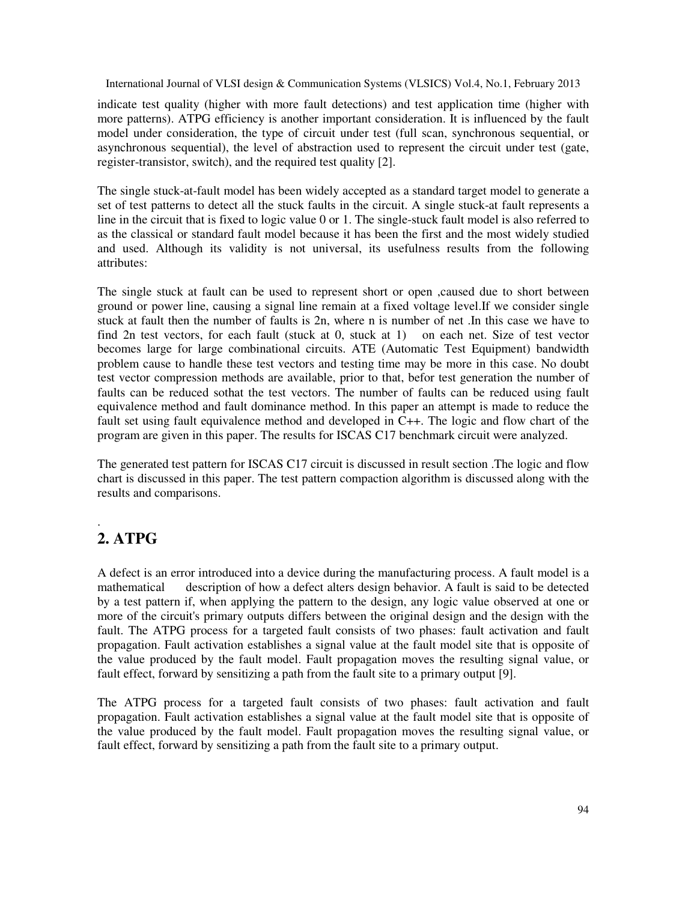indicate test quality (higher with more fault detections) and test application time (higher with more patterns). ATPG efficiency is another important consideration. It is influenced by the fault model under consideration, the type of circuit under test (full scan, synchronous sequential, or asynchronous sequential), the level of abstraction used to represent the circuit under test (gate, register-transistor, switch), and the required test quality [2].

The single stuck-at-fault model has been widely accepted as a standard target model to generate a set of test patterns to detect all the stuck faults in the circuit. A single stuck-at fault represents a line in the circuit that is fixed to logic value 0 or 1. The single-stuck fault model is also referred to as the classical or standard fault model because it has been the first and the most widely studied and used. Although its validity is not universal, its usefulness results from the following attributes:

The single stuck at fault can be used to represent short or open ,caused due to short between ground or power line, causing a signal line remain at a fixed voltage level.If we consider single stuck at fault then the number of faults is 2n, where n is number of net .In this case we have to find 2n test vectors, for each fault (stuck at 0, stuck at 1) on each net. Size of test vector becomes large for large combinational circuits. ATE (Automatic Test Equipment) bandwidth problem cause to handle these test vectors and testing time may be more in this case. No doubt test vector compression methods are available, prior to that, befor test generation the number of faults can be reduced sothat the test vectors. The number of faults can be reduced using fault equivalence method and fault dominance method. In this paper an attempt is made to reduce the fault set using fault equivalence method and developed in C++. The logic and flow chart of the program are given in this paper. The results for ISCAS C17 benchmark circuit were analyzed.

The generated test pattern for ISCAS C17 circuit is discussed in result section .The logic and flow chart is discussed in this paper. The test pattern compaction algorithm is discussed along with the results and comparisons.

.

## 2. ATPG

A defect is an error introduced into a device during the manufacturing process. A fault model is a mathematical description of how a defect alters design behavior. A fault is said to be detected by a test pattern if, when applying the pattern to the design, any logic value observed at one or more of the circuit's primary outputs differs between the original design and the design with the fault. The ATPG process for a targeted fault consists of two phases: fault activation and fault propagation. Fault activation establishes a signal value at the fault model site that is opposite of the value produced by the fault model. Fault propagation moves the resulting signal value, or fault effect, forward by sensitizing a path from the fault site to a primary output [9].

The ATPG process for a targeted fault consists of two phases: fault activation and fault propagation. Fault activation establishes a signal value at the fault model site that is opposite of the value produced by the fault model. Fault propagation moves the resulting signal value, or fault effect, forward by sensitizing a path from the fault site to a primary output.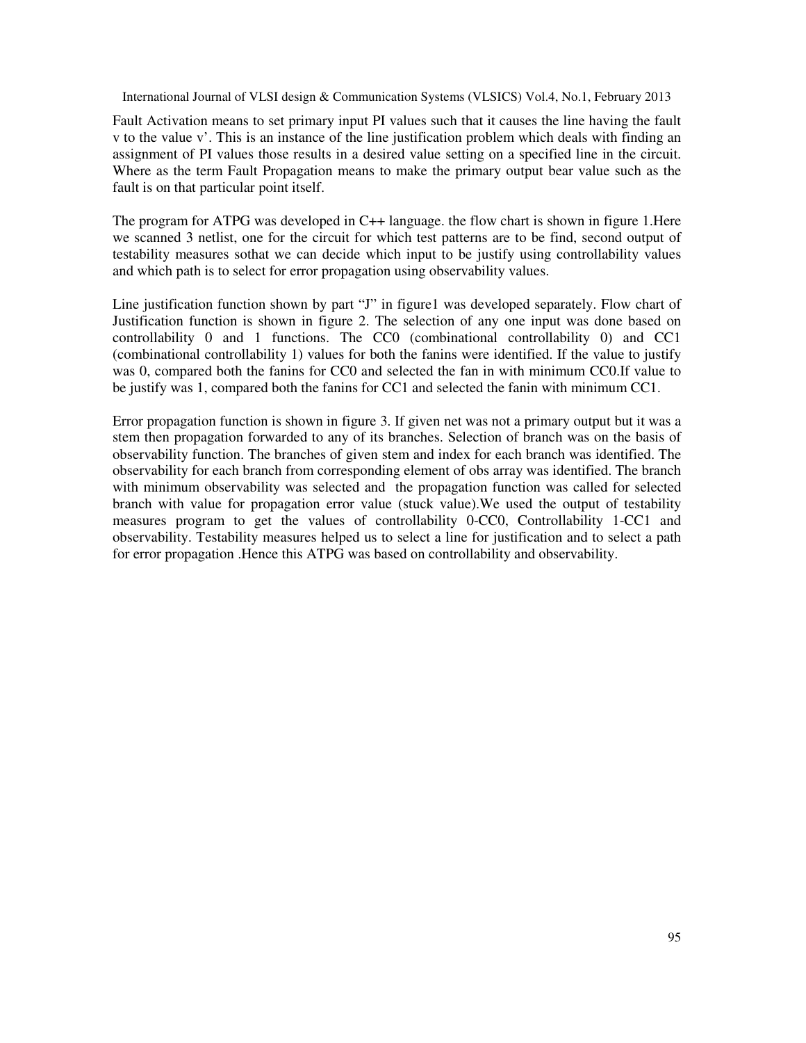Fault Activation means to set primary input PI values such that it causes the line having the fault v to the value v'. This is an instance of the line justification problem which deals with finding an assignment of PI values those results in a desired value setting on a specified line in the circuit. Where as the term Fault Propagation means to make the primary output bear value such as the fault is on that particular point itself.

The program for ATPG was developed in C++ language. the flow chart is shown in figure 1.Here we scanned 3 netlist, one for the circuit for which test patterns are to be find, second output of testability measures sothat we can decide which input to be justify using controllability values and which path is to select for error propagation using observability values.

Line justification function shown by part "J" in figure1 was developed separately. Flow chart of Justification function is shown in figure 2. The selection of any one input was done based on controllability 0 and 1 functions. The CC0 (combinational controllability 0) and CC1 (combinational controllability 1) values for both the fanins were identified. If the value to justify was 0, compared both the fanins for CC0 and selected the fan in with minimum CC0.If value to be justify was 1, compared both the fanins for CC1 and selected the fanin with minimum CC1.

Error propagation function is shown in figure 3. If given net was not a primary output but it was a stem then propagation forwarded to any of its branches. Selection of branch was on the basis of observability function. The branches of given stem and index for each branch was identified. The observability for each branch from corresponding element of obs array was identified. The branch with minimum observability was selected and the propagation function was called for selected branch with value for propagation error value (stuck value).We used the output of testability measures program to get the values of controllability 0-CC0, Controllability 1-CC1 and observability. Testability measures helped us to select a line for justification and to select a path for error propagation .Hence this ATPG was based on controllability and observability.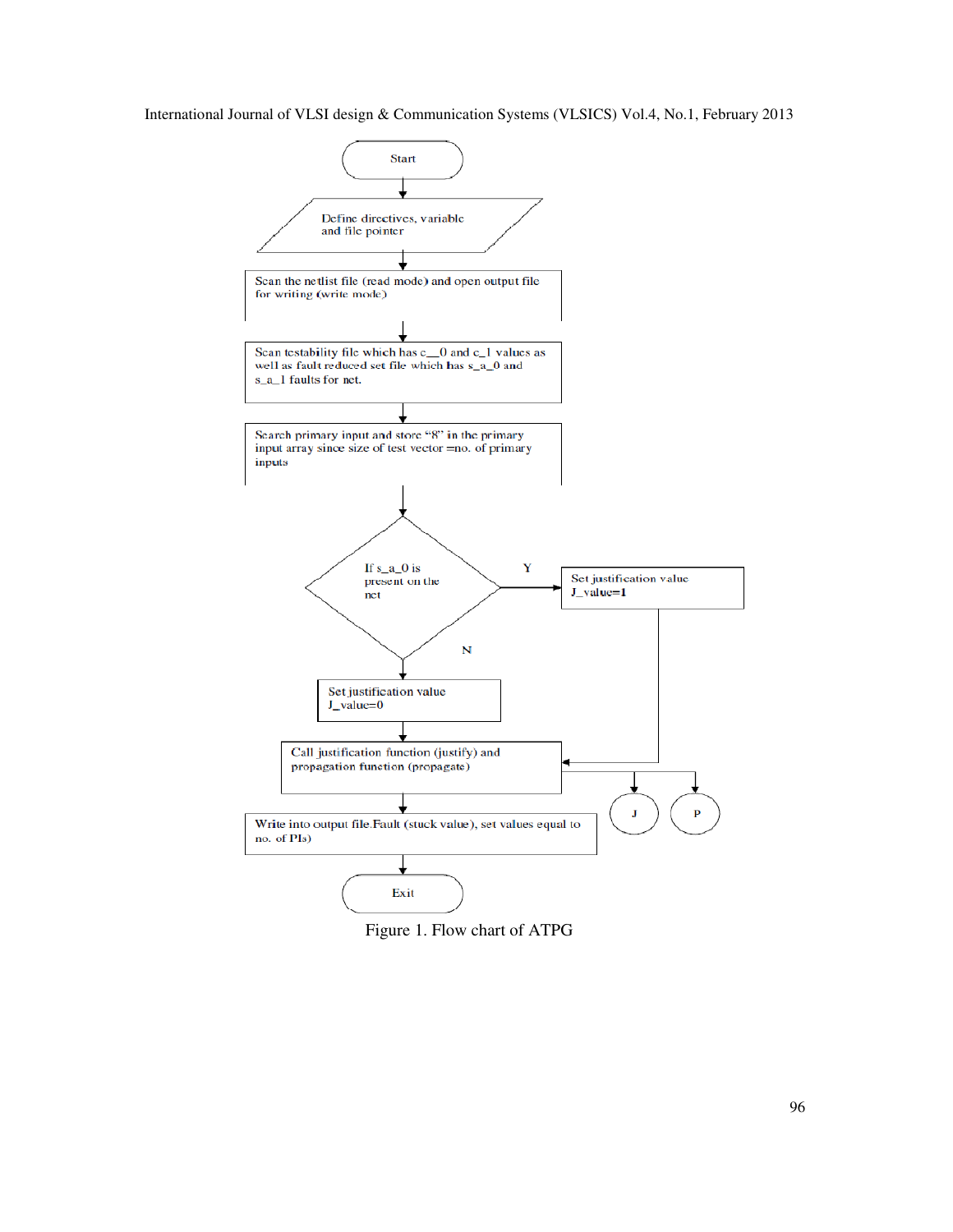Start

Define directives, variable and file pointer

Scan the netlist file (read mode) and open output file for writing (write mode)

Scan testability file which has c__0 and c_1 values as well as fault reduced set file which has s_a_0 and s_a_1 faults for net.

Search primary input and store "8" in the primary input array since size of test vector =no. of primary inputs

If s_a_0 is present on the net

Y

Set justification value J_value=1

N

Set justification value J_value=0

Call justification function (justify) and propagation function (propagate)

J

P

Write into output file.Fault (stuck value), set values equal to no. of PIs)

Exit

Figure 1. Flow chart of ATPG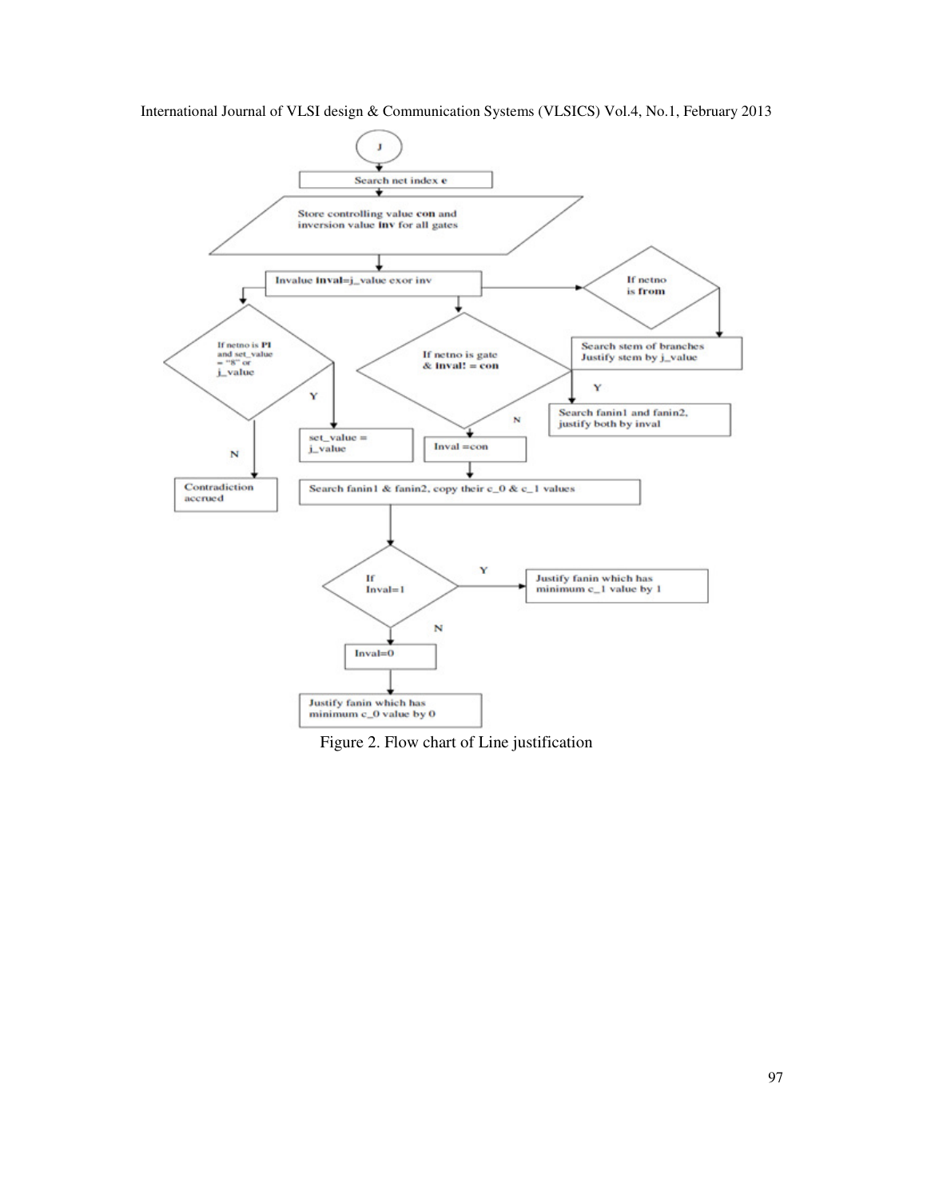J

Search net index e

Store controlling value **con** and inversion value **inv** for all gates

Invalue **inval**=j_value exor inv

If netno is **PI** and set_value = "8" or j_value

Y: set_value = j_value

N: Contradiction accrued

If netno is gate & **inval**! = **con**

Y: Search fanin1 and fanin2, justify both by inval

N: Inval =con

If netno is **from**

Search stem of branches Justify stem by j_value

Search fanin1 & fanin2, copy their c_0 & c_1 values

If Inval=1

Y: Justify fanin which has minimum c_1 value by 1

N: Inval=0

Justify fanin which has minimum c_0 value by 0

Figure 2. Flow chart of Line justification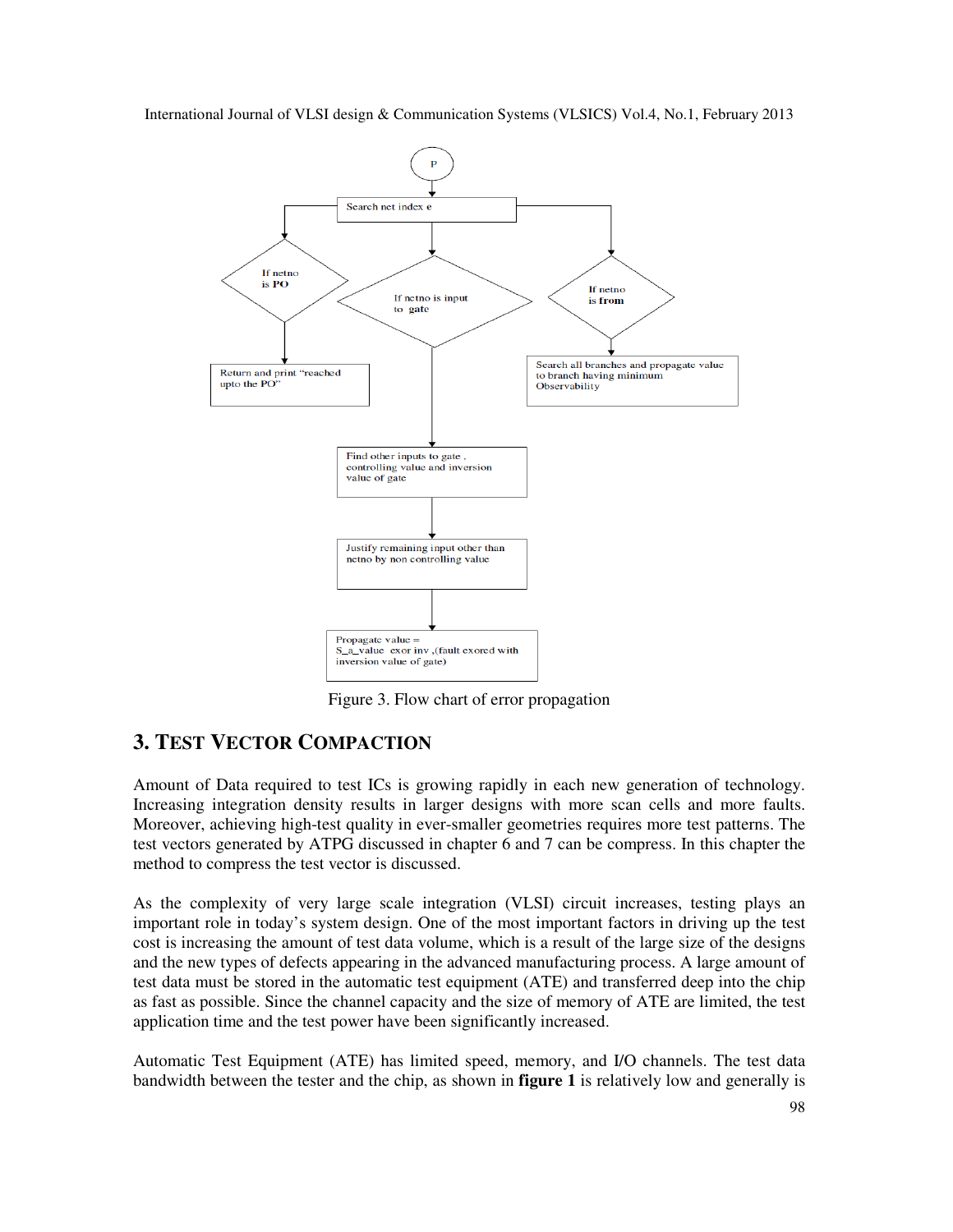Figure 3. Flow chart of error propagation

## 3. TEST VECTOR COMPACTION

Amount of Data required to test ICs is growing rapidly in each new generation of technology. Increasing integration density results in larger designs with more scan cells and more faults. Moreover, achieving high-test quality in ever-smaller geometries requires more test patterns. The test vectors generated by ATPG discussed in chapter 6 and 7 can be compress. In this chapter the method to compress the test vector is discussed.

As the complexity of very large scale integration (VLSI) circuit increases, testing plays an important role in today's system design. One of the most important factors in driving up the test cost is increasing the amount of test data volume, which is a result of the large size of the designs and the new types of defects appearing in the advanced manufacturing process. A large amount of test data must be stored in the automatic test equipment (ATE) and transferred deep into the chip as fast as possible. Since the channel capacity and the size of memory of ATE are limited, the test application time and the test power have been significantly increased.

Automatic Test Equipment (ATE) has limited speed, memory, and I/O channels. The test data bandwidth between the tester and the chip, as shown in **figure 1** is relatively low and generally is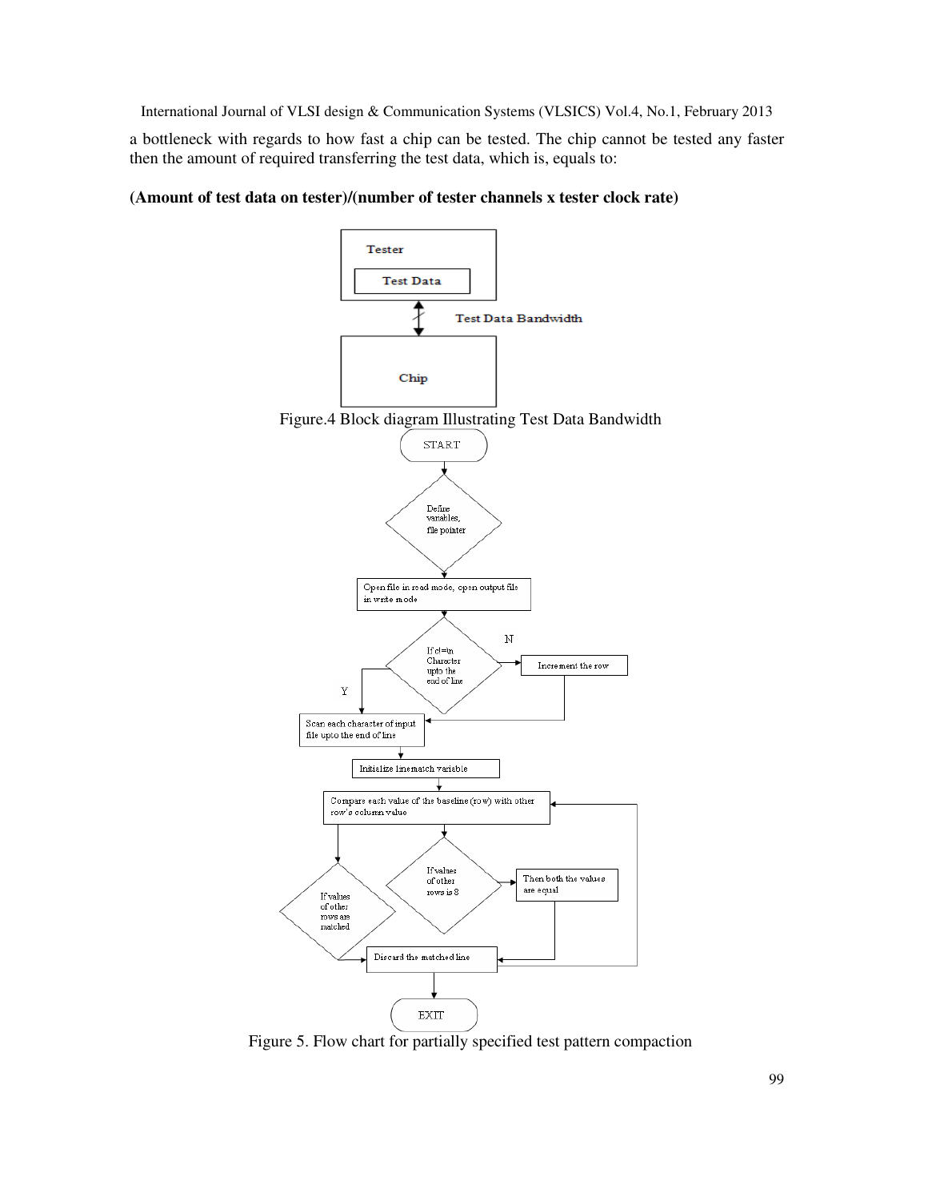a bottleneck with regards to how fast a chip can be tested. The chip cannot be tested any faster then the amount of required transferring the test data, which is, equals to:

**(Amount of test data on tester)/(number of tester channels x tester clock rate)**

Figure.4 Block diagram Illustrating Test Data Bandwidth

Figure 5. Flow chart for partially specified test pattern compaction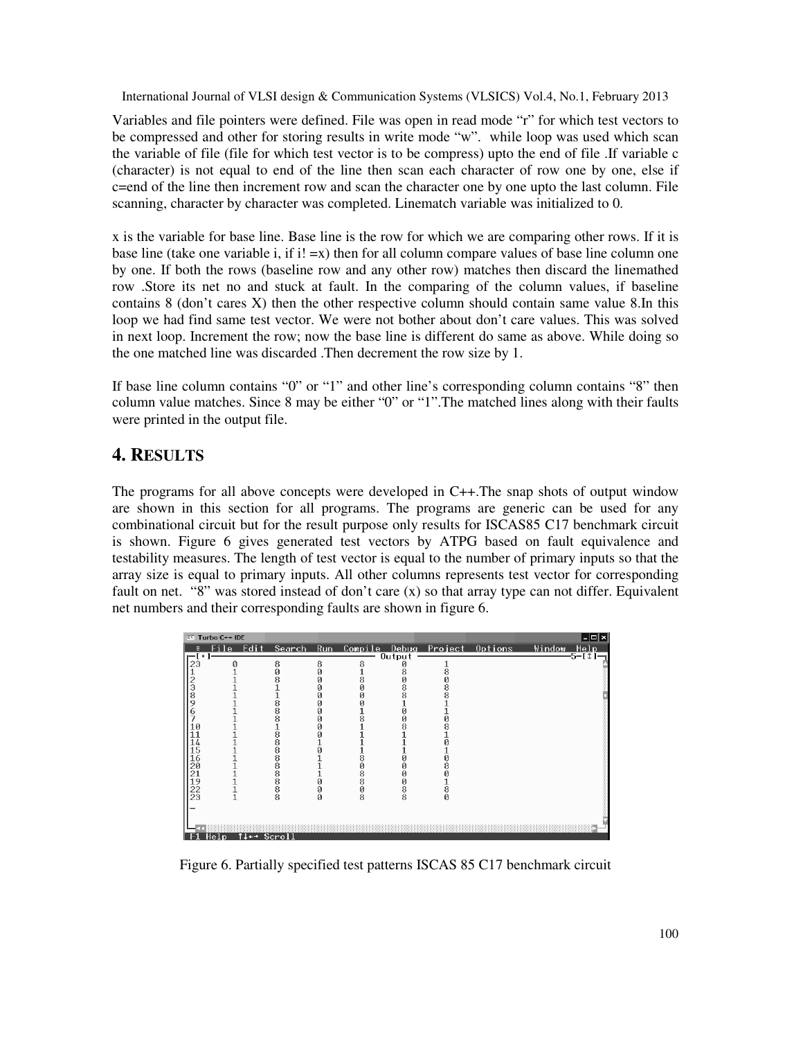Variables and file pointers were defined. File was open in read mode "r" for which test vectors to be compressed and other for storing results in write mode "w". while loop was used which scan the variable of file (file for which test vector is to be compress) upto the end of file .If variable c (character) is not equal to end of the line then scan each character of row one by one, else if c=end of the line then increment row and scan the character one by one upto the last column. File scanning, character by character was completed. Linematch variable was initialized to 0.

x is the variable for base line. Base line is the row for which we are comparing other rows. If it is base line (take one variable i, if i! =x) then for all column compare values of base line column one by one. If both the rows (baseline row and any other row) matches then discard the linemathed row .Store its net no and stuck at fault. In the comparing of the column values, if baseline contains 8 (don't cares X) then the other respective column should contain same value 8.In this loop we had find same test vector. We were not bother about don't care values. This was solved in next loop. Increment the row; now the base line is different do same as above. While doing so the one matched line was discarded .Then decrement the row size by 1.

If base line column contains "0" or "1" and other line's corresponding column contains "8" then column value matches. Since 8 may be either "0" or "1".The matched lines along with their faults were printed in the output file.

## 4. RESULTS

The programs for all above concepts were developed in C++.The snap shots of output window are shown in this section for all programs. The programs are generic can be used for any combinational circuit but for the result purpose only results for ISCAS85 C17 benchmark circuit is shown. Figure 6 gives generated test vectors by ATPG based on fault equivalence and testability measures. The length of test vector is equal to the number of primary inputs so that the array size is equal to primary inputs. All other columns represents test vector for corresponding fault on net. "8" was stored instead of don't care (x) so that array type can not differ. Equivalent net numbers and their corresponding faults are shown in figure 6.

```
23   0   8   8   8   0   1
1    1   0   0   1   8   8
2    1   8   0   8   0   0
3    1   1   0   0   8   8
8    1   1   0   0   8   8
9    1   8   0   0   1   1
6    1   8   0   1   0   1
7    1   8   0   8   0   0
10   1   1   0   1   8   8
11   1   8   0   1   1   1
14   1   8   1   1   1   0
15   1   8   0   1   1   1
16   1   8   1   8   0   0
20   1   8   1   0   0   8
21   1   8   1   8   0   0
19   1   8   0   8   0   1
22   1   8   0   0   8   8
23   1   8   0   8   8   0
```

Figure 6. Partially specified test patterns ISCAS 85 C17 benchmark circuit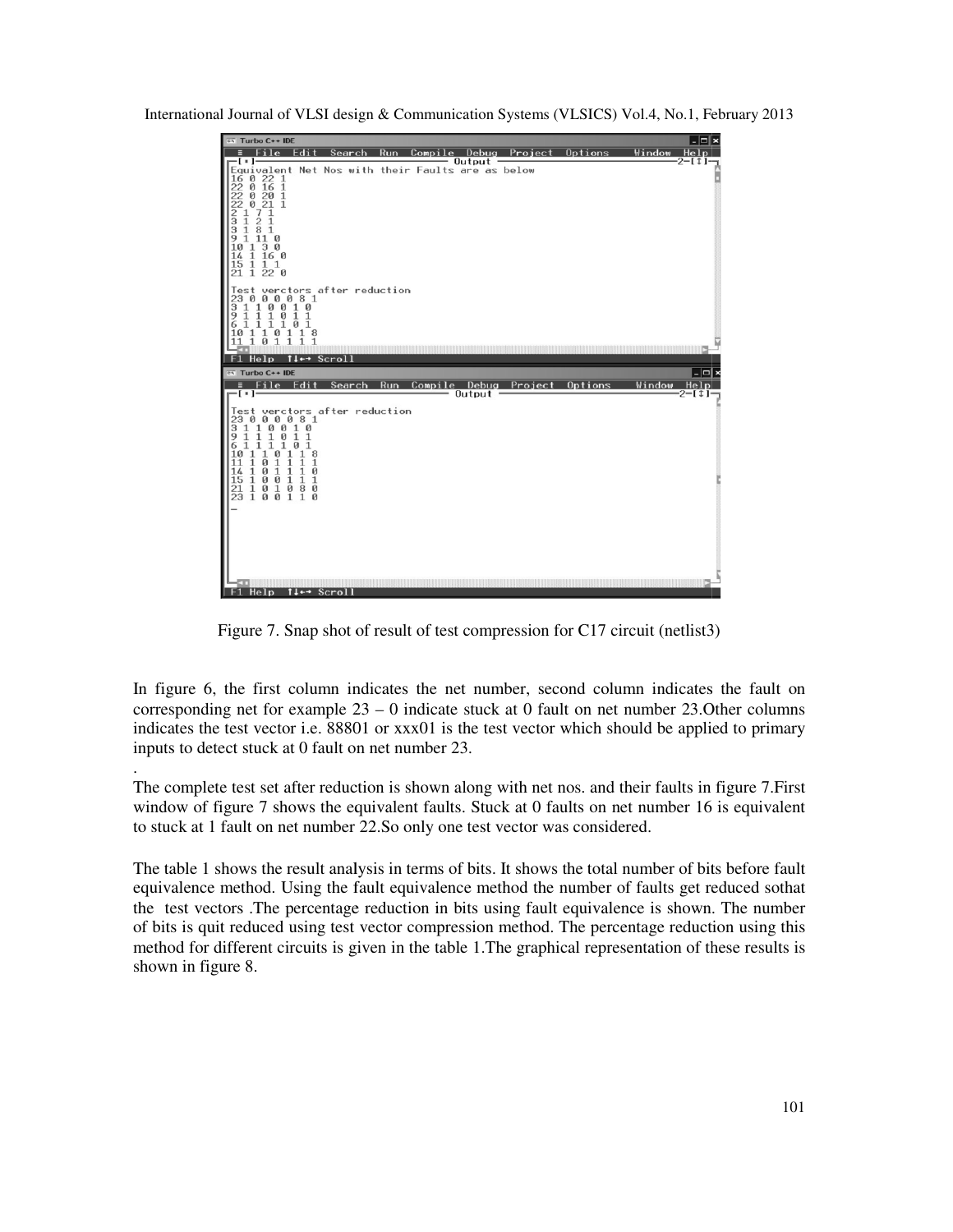```
Equivalent Net Nos with their Faults are as below
16 0 22 1
22 0 16 1
22 0 20 1
22 0 21 1
2 1 7 1
3 1 2 1
3 1 8 1
9 1 11 0
10 1 3 0
14 1 16 0
15 1 1 1
21 1 22 0

Test verctors after reduction
23 0 0 0 0 8 1
3 1 1 0 0 1 0
9 1 1 1 0 1 1
6 1 1 1 1 0 1
10 1 1 0 1 1 8
11 1 0 1 1 1 1
```

```
Test verctors after reduction
23 0 0 0 0 8 1
3 1 1 0 0 1 0
9 1 1 1 0 1 1
6 1 1 1 1 0 1
10 1 1 0 1 1 8
11 1 0 1 1 1 1
14 1 0 1 1 1 0
15 1 0 0 1 1 1
21 1 0 1 0 8 0
23 1 0 0 1 1 0
```

Figure 7. Snap shot of result of test compression for C17 circuit (netlist3)

In figure 6, the first column indicates the net number, second column indicates the fault on corresponding net for example 23 – 0 indicate stuck at 0 fault on net number 23.Other columns indicates the test vector i.e. 88801 or xxx01 is the test vector which should be applied to primary inputs to detect stuck at 0 fault on net number 23.

.

The complete test set after reduction is shown along with net nos. and their faults in figure 7.First window of figure 7 shows the equivalent faults. Stuck at 0 faults on net number 16 is equivalent to stuck at 1 fault on net number 22.So only one test vector was considered.

The table 1 shows the result analysis in terms of bits. It shows the total number of bits before fault equivalence method. Using the fault equivalence method the number of faults get reduced sothat the test vectors .The percentage reduction in bits using fault equivalence is shown. The number of bits is quit reduced using test vector compression method. The percentage reduction using this method for different circuits is given in the table 1.The graphical representation of these results is shown in figure 8.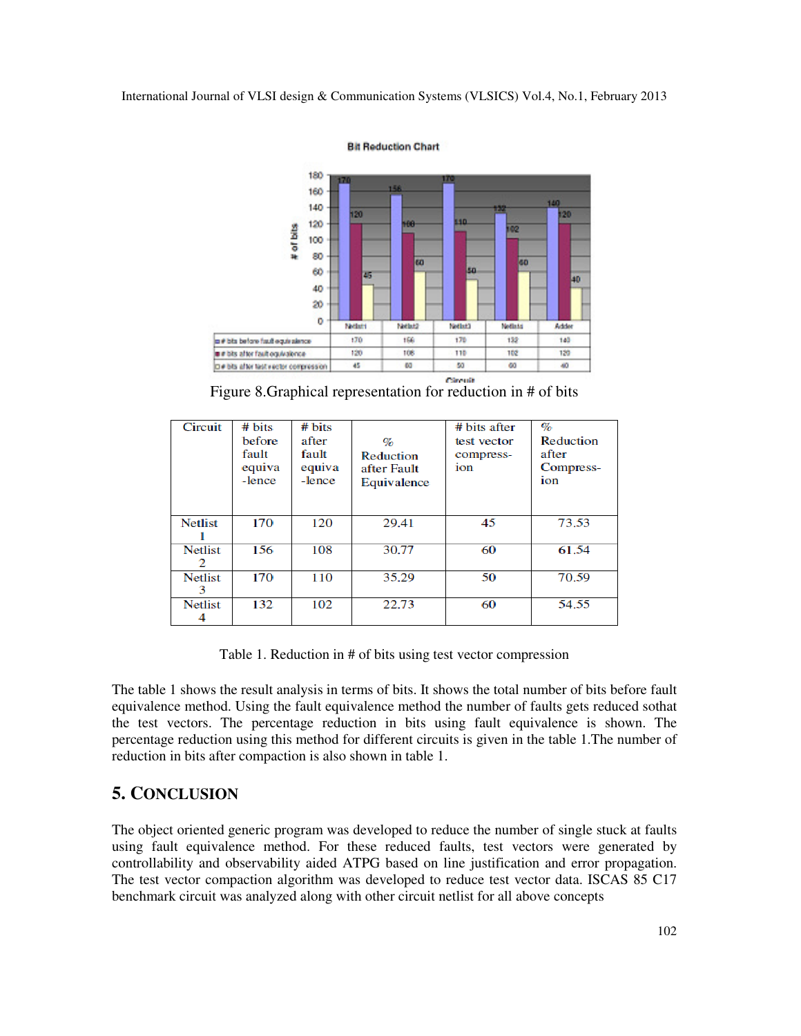**Bit Reduction Chart**

| Circuit | Netlist1 | Netlist2 | Netlist3 | Netlist4 | Adder |
|---|---|---|---|---|---|
| # bits before fault equivalence | 170 | 156 | 170 | 132 | 140 |
| # bits after fault equivalence | 120 | 108 | 110 | 102 | 120 |
| # bits after test vector compression | 45 | 60 | 50 | 60 | 40 |

Figure 8.Graphical representation for reduction in # of bits

| Circuit | # bits before fault equiva -lence | # bits after fault equiva -lence | % Reduction after Fault Equivalence | # bits after test vector compress-ion | % Reduction after Compress-ion |
|---|---|---|---|---|---|
| Netlist 1 | 170 | 120 | 29.41 | 45 | 73.53 |
| Netlist 2 | 156 | 108 | 30.77 | 60 | 61.54 |
| Netlist 3 | 170 | 110 | 35.29 | 50 | 70.59 |
| Netlist 4 | 132 | 102 | 22.73 | 60 | 54.55 |

Table 1. Reduction in # of bits using test vector compression

The table 1 shows the result analysis in terms of bits. It shows the total number of bits before fault equivalence method. Using the fault equivalence method the number of faults gets reduced sothat the test vectors. The percentage reduction in bits using fault equivalence is shown. The percentage reduction using this method for different circuits is given in the table 1.The number of reduction in bits after compaction is also shown in table 1.

## 5. CONCLUSION

The object oriented generic program was developed to reduce the number of single stuck at faults using fault equivalence method. For these reduced faults, test vectors were generated by controllability and observability aided ATPG based on line justification and error propagation. The test vector compaction algorithm was developed to reduce test vector data. ISCAS 85 C17 benchmark circuit was analyzed along with other circuit netlist for all above concepts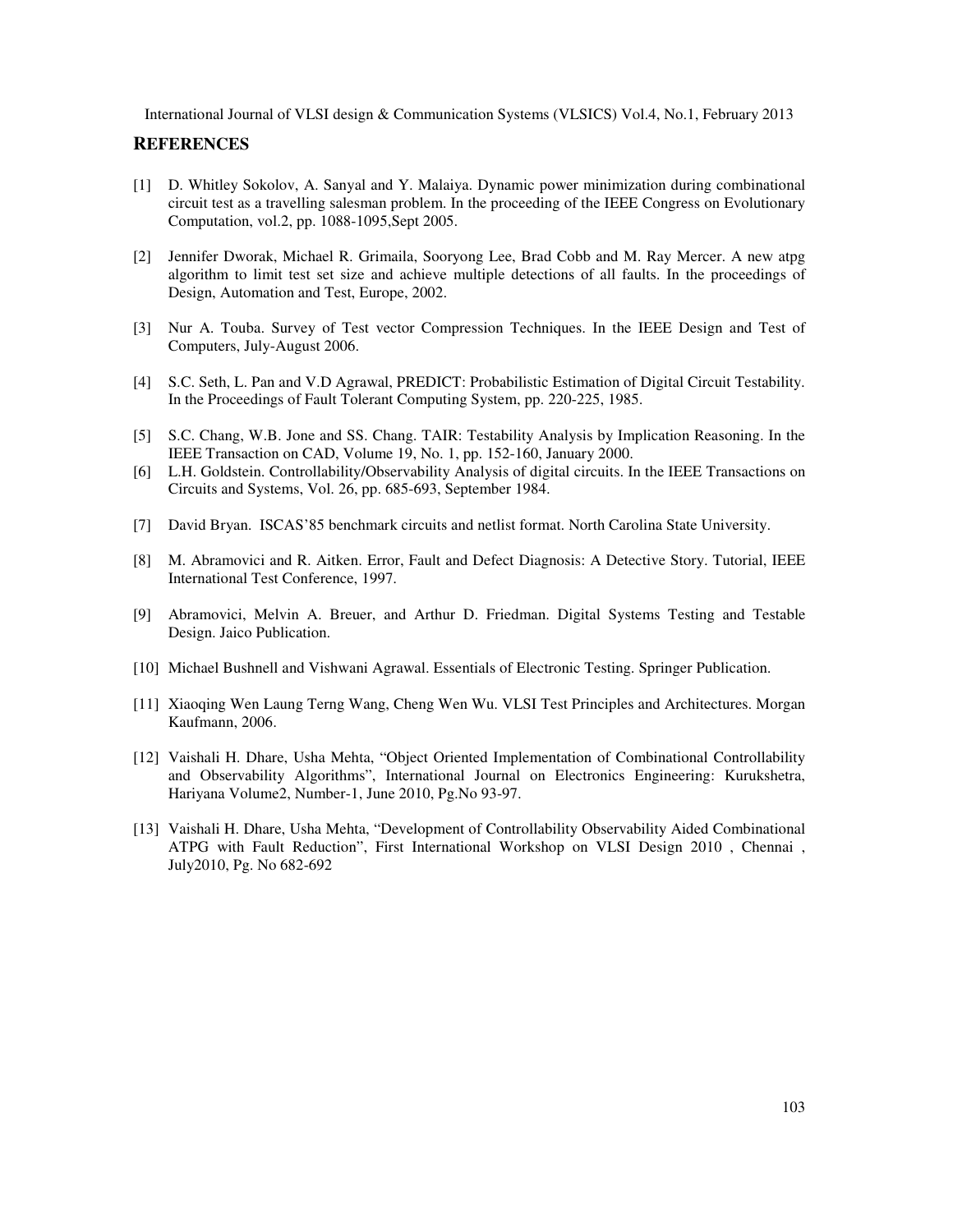## REFERENCES

[1] D. Whitley Sokolov, A. Sanyal and Y. Malaiya. Dynamic power minimization during combinational circuit test as a travelling salesman problem. In the proceeding of the IEEE Congress on Evolutionary Computation, vol.2, pp. 1088-1095,Sept 2005.

[2] Jennifer Dworak, Michael R. Grimaila, Sooryong Lee, Brad Cobb and M. Ray Mercer. A new atpg algorithm to limit test set size and achieve multiple detections of all faults. In the proceedings of Design, Automation and Test, Europe, 2002.

[3] Nur A. Touba. Survey of Test vector Compression Techniques. In the IEEE Design and Test of Computers, July-August 2006.

[4] S.C. Seth, L. Pan and V.D Agrawal, PREDICT: Probabilistic Estimation of Digital Circuit Testability. In the Proceedings of Fault Tolerant Computing System, pp. 220-225, 1985.

[5] S.C. Chang, W.B. Jone and SS. Chang. TAIR: Testability Analysis by Implication Reasoning. In the IEEE Transaction on CAD, Volume 19, No. 1, pp. 152-160, January 2000.

[6] L.H. Goldstein. Controllability/Observability Analysis of digital circuits. In the IEEE Transactions on Circuits and Systems, Vol. 26, pp. 685-693, September 1984.

[7] David Bryan. ISCAS'85 benchmark circuits and netlist format. North Carolina State University.

[8] M. Abramovici and R. Aitken. Error, Fault and Defect Diagnosis: A Detective Story. Tutorial, IEEE International Test Conference, 1997.

[9] Abramovici, Melvin A. Breuer, and Arthur D. Friedman. Digital Systems Testing and Testable Design. Jaico Publication.

[10] Michael Bushnell and Vishwani Agrawal. Essentials of Electronic Testing. Springer Publication.

[11] Xiaoqing Wen Laung Terng Wang, Cheng Wen Wu. VLSI Test Principles and Architectures. Morgan Kaufmann, 2006.

[12] Vaishali H. Dhare, Usha Mehta, "Object Oriented Implementation of Combinational Controllability and Observability Algorithms", International Journal on Electronics Engineering: Kurukshetra, Hariyana Volume2, Number-1, June 2010, Pg.No 93-97.

[13] Vaishali H. Dhare, Usha Mehta, "Development of Controllability Observability Aided Combinational ATPG with Fault Reduction", First International Workshop on VLSI Design 2010 , Chennai , July2010, Pg. No 682-692